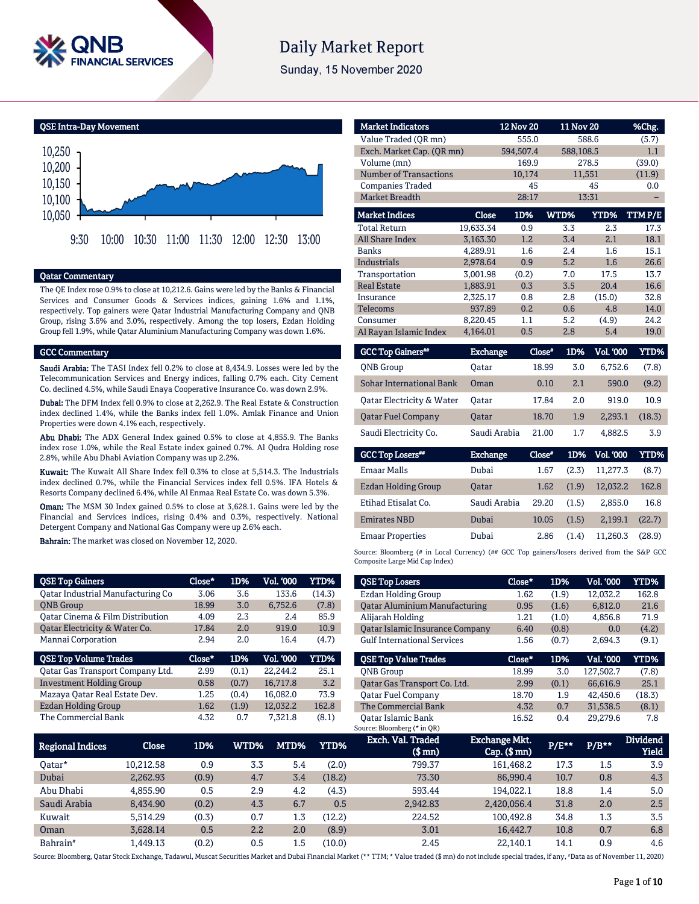# Daily Market Report

Sunday, 15 November 2020

## QSE Intra-Day Movement

## Qatar Commentary

The QE Index rose 0.9% to close at 10,212.6. Gains were led by the Banks & Financial Services and Consumer Goods & Services indices, gaining 1.6% and 1.1%, respectively. Top gainers were Qatar Industrial Manufacturing Company and QNB Group, rising 3.6% and 3.0%, respectively. Among the top losers, Ezdan Holding Group fell 1.9%, while Qatar Aluminium Manufacturing Company was down 1.6%.

## GCC Commentary

**Saudi Arabia:** The TASI Index fell 0.2% to close at 8,434.9. Losses were led by the Telecommunication Services and Energy indices, falling 0.7% each. City Cement Co. declined 4.5%, while Saudi Enaya Cooperative Insurance Co. was down 2.9%.

**Dubai:** The DFM Index fell 0.9% to close at 2,262.9. The Real Estate & Construction index declined 1.4%, while the Banks index fell 1.0%. Amlak Finance and Union Properties were down 4.1% each, respectively.

**Abu Dhabi:** The ADX General Index gained 0.5% to close at 4,855.9. The Banks index rose 1.0%, while the Real Estate index gained 0.7%. Al Qudra Holding rose 2.8%, while Abu Dhabi Aviation Company was up 2.2%.

**Kuwait:** The Kuwait All Share Index fell 0.3% to close at 5,514.3. The Industrials index declined 0.7%, while the Financial Services index fell 0.5%. IFA Hotels & Resorts Company declined 6.4%, while Al Enmaa Real Estate Co. was down 5.3%.

**Oman:** The MSM 30 Index gained 0.5% to close at 3,628.1. Gains were led by the Financial and Services indices, rising 0.4% and 0.3%, respectively. National Detergent Company and National Gas Company were up 2.6% each.

**Bahrain:** The market was closed on November 12, 2020.

| Market Indicators | 12 Nov 20 | 11 Nov 20 | %Chg. |
|---|---|---|---|
| Value Traded (QR mn) | 555.0 | 588.6 | (5.7) |
| Exch. Market Cap. (QR mn) | 594,507.4 | 588,108.5 | 1.1 |
| Volume (mn) | 169.9 | 278.5 | (39.0) |
| Number of Transactions | 10,174 | 11,551 | (11.9) |
| Companies Traded | 45 | 45 | 0.0 |
| Market Breadth | 28:17 | 13:31 | – |

| Market Indices | Close | 1D% | WTD% | YTD% | TTM P/E |
|---|---|---|---|---|---|
| Total Return | 19,633.34 | 0.9 | 3.3 | 2.3 | 17.3 |
| All Share Index | 3,163.30 | 1.2 | 3.4 | 2.1 | 18.1 |
| Banks | 4,289.91 | 1.6 | 2.4 | 1.6 | 15.1 |
| Industrials | 2,978.64 | 0.9 | 5.2 | 1.6 | 26.6 |
| Transportation | 3,001.98 | (0.2) | 7.0 | 17.5 | 13.7 |
| Real Estate | 1,883.91 | 0.3 | 3.5 | 20.4 | 16.6 |
| Insurance | 2,325.17 | 0.8 | 2.8 | (15.0) | 32.8 |
| Telecoms | 937.89 | 0.2 | 0.6 | 4.8 | 14.0 |
| Consumer | 8,220.45 | 1.1 | 5.2 | (4.9) | 24.2 |
| Al Rayan Islamic Index | 4,164.01 | 0.5 | 2.8 | 5.4 | 19.0 |

| GCC Top Gainers## | Exchange | Close# | 1D% | Vol. '000 | YTD% |
|---|---|---|---|---|---|
| QNB Group | Qatar | 18.99 | 3.0 | 6,752.6 | (7.8) |
| Sohar International Bank | Oman | 0.10 | 2.1 | 590.0 | (9.2) |
| Qatar Electricity & Water | Qatar | 17.84 | 2.0 | 919.0 | 10.9 |
| Qatar Fuel Company | Qatar | 18.70 | 1.9 | 2,293.1 | (18.3) |
| Saudi Electricity Co. | Saudi Arabia | 21.00 | 1.7 | 4,882.5 | 3.9 |

| GCC Top Losers## | Exchange | Close# | 1D% | Vol. '000 | YTD% |
|---|---|---|---|---|---|
| Emaar Malls | Dubai | 1.67 | (2.3) | 11,277.3 | (8.7) |
| Ezdan Holding Group | Qatar | 1.62 | (1.9) | 12,032.2 | 162.8 |
| Etihad Etisalat Co. | Saudi Arabia | 29.20 | (1.5) | 2,855.0 | 16.8 |
| Emirates NBD | Dubai | 10.05 | (1.5) | 2,199.1 | (22.7) |
| Emaar Properties | Dubai | 2.86 | (1.4) | 11,260.3 | (28.9) |

Source: Bloomberg (# in Local Currency) (## GCC Top gainers/losers derived from the S&P GCC Composite Large Mid Cap Index)

| QSE Top Gainers | Close* | 1D% | Vol. '000 | YTD% |
|---|---|---|---|---|
| Qatar Industrial Manufacturing Co | 3.06 | 3.6 | 133.6 | (14.3) |
| QNB Group | 18.99 | 3.0 | 6,752.6 | (7.8) |
| Qatar Cinema & Film Distribution | 4.09 | 2.3 | 2.4 | 85.9 |
| Qatar Electricity & Water Co. | 17.84 | 2.0 | 919.0 | 10.9 |
| Mannai Corporation | 2.94 | 2.0 | 16.4 | (4.7) |

| QSE Top Losers | Close* | 1D% | Vol. '000 | YTD% |
|---|---|---|---|---|
| Ezdan Holding Group | 1.62 | (1.9) | 12,032.2 | 162.8 |
| Qatar Aluminium Manufacturing | 0.95 | (1.6) | 6,812.0 | 21.6 |
| Alijarah Holding | 1.21 | (1.0) | 4,856.8 | 71.9 |
| Qatar Islamic Insurance Company | 6.40 | (0.8) | 0.0 | (4.2) |
| Gulf International Services | 1.56 | (0.7) | 2,694.3 | (9.1) |

| QSE Top Volume Trades | Close* | 1D% | Vol. '000 | YTD% |
|---|---|---|---|---|
| Qatar Gas Transport Company Ltd. | 2.99 | (0.1) | 22,244.2 | 25.1 |
| Investment Holding Group | 0.58 | (0.7) | 16,717.8 | 3.2 |
| Mazaya Qatar Real Estate Dev. | 1.25 | (0.4) | 16,082.0 | 73.9 |
| Ezdan Holding Group | 1.62 | (1.9) | 12,032.2 | 162.8 |
| The Commercial Bank | 4.32 | 0.7 | 7,321.8 | (8.1) |

| QSE Top Value Trades | Close* | 1D% | Val. '000 | YTD% |
|---|---|---|---|---|
| QNB Group | 18.99 | 3.0 | 127,502.7 | (7.8) |
| Qatar Gas Transport Co. Ltd. | 2.99 | (0.1) | 66,616.9 | 25.1 |
| Qatar Fuel Company | 18.70 | 1.9 | 42,450.6 | (18.3) |
| The Commercial Bank | 4.32 | 0.7 | 31,538.5 | (8.1) |
| Qatar Islamic Bank | 16.52 | 0.4 | 29,279.6 | 7.8 |

Source: Bloomberg (* in QR)

| Regional Indices | Close | 1D% | WTD% | MTD% | YTD% | Exch. Val. Traded ($ mn) | Exchange Mkt. Cap. ($ mn) | P/E** | P/B** | Dividend Yield |
|---|---|---|---|---|---|---|---|---|---|---|
| Qatar* | 10,212.58 | 0.9 | 3.3 | 5.4 | (2.0) | 799.37 | 161,468.2 | 17.3 | 1.5 | 3.9 |
| Dubai | 2,262.93 | (0.9) | 4.7 | 3.4 | (18.2) | 73.30 | 86,990.4 | 10.7 | 0.8 | 4.3 |
| Abu Dhabi | 4,855.90 | 0.5 | 2.9 | 4.2 | (4.3) | 593.44 | 194,022.1 | 18.8 | 1.4 | 5.0 |
| Saudi Arabia | 8,434.90 | (0.2) | 4.3 | 6.7 | 0.5 | 2,942.83 | 2,420,056.4 | 31.8 | 2.0 | 2.5 |
| Kuwait | 5,514.29 | (0.3) | 0.7 | 1.3 | (12.2) | 224.52 | 100,492.8 | 34.8 | 1.3 | 3.5 |
| Oman | 3,628.14 | 0.5 | 2.2 | 2.0 | (8.9) | 3.01 | 16,442.7 | 10.8 | 0.7 | 6.8 |
| Bahrain# | 1,449.13 | (0.2) | 0.5 | 1.5 | (10.0) | 2.45 | 22,140.1 | 14.1 | 0.9 | 4.6 |

Source: Bloomberg, Qatar Stock Exchange, Tadawul, Muscat Securities Market and Dubai Financial Market (** TTM; * Value traded ($ mn) do not include special trades, if any, #Data as of November 11, 2020)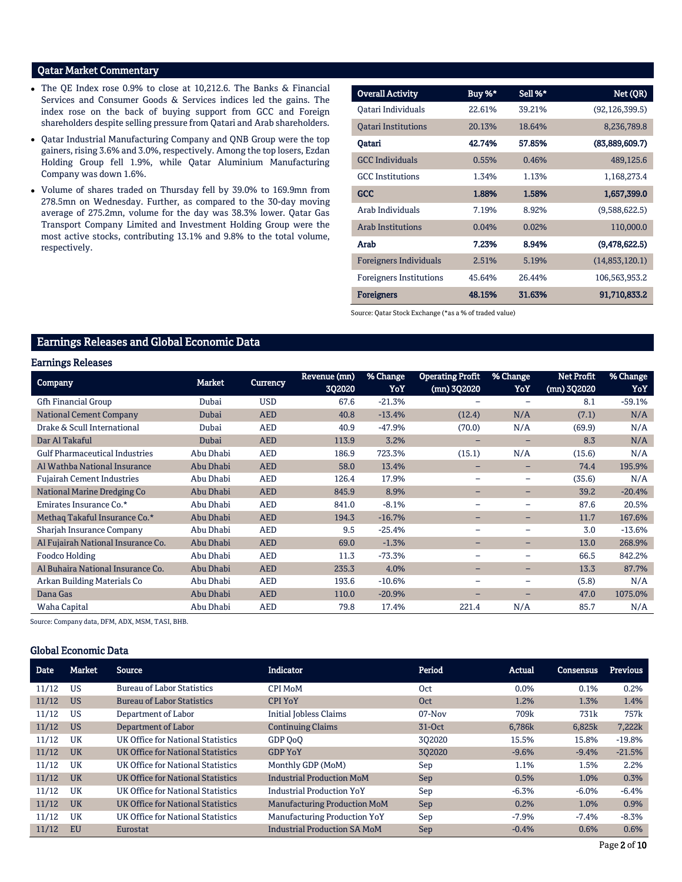## Qatar Market Commentary

- The QE Index rose 0.9% to close at 10,212.6. The Banks & Financial Services and Consumer Goods & Services indices led the gains. The index rose on the back of buying support from GCC and Foreign shareholders despite selling pressure from Qatari and Arab shareholders.
- Qatar Industrial Manufacturing Company and QNB Group were the top gainers, rising 3.6% and 3.0%, respectively. Among the top losers, Ezdan Holding Group fell 1.9%, while Qatar Aluminium Manufacturing Company was down 1.6%.
- Volume of shares traded on Thursday fell by 39.0% to 169.9mn from 278.5mn on Wednesday. Further, as compared to the 30-day moving average of 275.2mn, volume for the day was 38.3% lower. Qatar Gas Transport Company Limited and Investment Holding Group were the most active stocks, contributing 13.1% and 9.8% to the total volume, respectively.

| Overall Activity | Buy %* | Sell %* | Net (QR) |
|---|---|---|---|
| Qatari Individuals | 22.61% | 39.21% | (92,126,399.5) |
| Qatari Institutions | 20.13% | 18.64% | 8,236,789.8 |
| **Qatari** | **42.74%** | **57.85%** | **(83,889,609.7)** |
| GCC Individuals | 0.55% | 0.46% | 489,125.6 |
| GCC Institutions | 1.34% | 1.13% | 1,168,273.4 |
| **GCC** | **1.88%** | **1.58%** | **1,657,399.0** |
| Arab Individuals | 7.19% | 8.92% | (9,588,622.5) |
| Arab Institutions | 0.04% | 0.02% | 110,000.0 |
| **Arab** | **7.23%** | **8.94%** | **(9,478,622.5)** |
| Foreigners Individuals | 2.51% | 5.19% | (14,853,120.1) |
| Foreigners Institutions | 45.64% | 26.44% | 106,563,953.2 |
| **Foreigners** | **48.15%** | **31.63%** | **91,710,833.2** |

Source: Qatar Stock Exchange (*as a % of traded value)

## Earnings Releases and Global Economic Data

### Earnings Releases

| Company | Market | Currency | Revenue (mn) 3Q2020 | % Change YoY | Operating Profit (mn) 3Q2020 | % Change YoY | Net Profit (mn) 3Q2020 | % Change YoY |
|---|---|---|---|---|---|---|---|---|
| Gfh Financial Group | Dubai | USD | 67.6 | -21.3% | – | – | 8.1 | -59.1% |
| National Cement Company | Dubai | AED | 40.8 | -13.4% | (12.4) | N/A | (7.1) | N/A |
| Drake & Scull International | Dubai | AED | 40.9 | -47.9% | (70.0) | N/A | (69.9) | N/A |
| Dar Al Takaful | Dubai | AED | 113.9 | 3.2% | – | – | 8.3 | N/A |
| Gulf Pharmaceutical Industries | Abu Dhabi | AED | 186.9 | 723.3% | (15.1) | N/A | (15.6) | N/A |
| Al Wathba National Insurance | Abu Dhabi | AED | 58.0 | 13.4% | – | – | 74.4 | 195.9% |
| Fujairah Cement Industries | Abu Dhabi | AED | 126.4 | 17.9% | – | – | (35.6) | N/A |
| National Marine Dredging Co | Abu Dhabi | AED | 845.9 | 8.9% | – | – | 39.2 | -20.4% |
| Emirates Insurance Co.* | Abu Dhabi | AED | 841.0 | -8.1% | – | – | 87.6 | 20.5% |
| Methaq Takaful Insurance Co.* | Abu Dhabi | AED | 194.3 | -16.7% | – | – | 11.7 | 167.6% |
| Sharjah Insurance Company | Abu Dhabi | AED | 9.5 | -25.4% | – | – | 3.0 | -13.6% |
| Al Fujairah National Insurance Co. | Abu Dhabi | AED | 69.0 | -1.3% | – | – | 13.0 | 268.9% |
| Foodco Holding | Abu Dhabi | AED | 11.3 | -73.3% | – | – | 66.5 | 842.2% |
| Al Buhaira National Insurance Co. | Abu Dhabi | AED | 235.3 | 4.0% | – | – | 13.3 | 87.7% |
| Arkan Building Materials Co | Abu Dhabi | AED | 193.6 | -10.6% | – | – | (5.8) | N/A |
| Dana Gas | Abu Dhabi | AED | 110.0 | -20.9% | – | – | 47.0 | 1075.0% |
| Waha Capital | Abu Dhabi | AED | 79.8 | 17.4% | 221.4 | N/A | 85.7 | N/A |

Source: Company data, DFM, ADX, MSM, TASI, BHB.

### Global Economic Data

| Date | Market | Source | Indicator | Period | Actual | Consensus | Previous |
|---|---|---|---|---|---|---|---|
| 11/12 | US | Bureau of Labor Statistics | CPI MoM | Oct | 0.0% | 0.1% | 0.2% |
| 11/12 | US | Bureau of Labor Statistics | CPI YoY | Oct | 1.2% | 1.3% | 1.4% |
| 11/12 | US | Department of Labor | Initial Jobless Claims | 07-Nov | 709k | 731k | 757k |
| 11/12 | US | Department of Labor | Continuing Claims | 31-Oct | 6,786k | 6,825k | 7,222k |
| 11/12 | UK | UK Office for National Statistics | GDP QoQ | 3Q2020 | 15.5% | 15.8% | -19.8% |
| 11/12 | UK | UK Office for National Statistics | GDP YoY | 3Q2020 | -9.6% | -9.4% | -21.5% |
| 11/12 | UK | UK Office for National Statistics | Monthly GDP (MoM) | Sep | 1.1% | 1.5% | 2.2% |
| 11/12 | UK | UK Office for National Statistics | Industrial Production MoM | Sep | 0.5% | 1.0% | 0.3% |
| 11/12 | UK | UK Office for National Statistics | Industrial Production YoY | Sep | -6.3% | -6.0% | -6.4% |
| 11/12 | UK | UK Office for National Statistics | Manufacturing Production MoM | Sep | 0.2% | 1.0% | 0.9% |
| 11/12 | UK | UK Office for National Statistics | Manufacturing Production YoY | Sep | -7.9% | -7.4% | -8.3% |
| 11/12 | EU | Eurostat | Industrial Production SA MoM | Sep | -0.4% | 0.6% | 0.6% |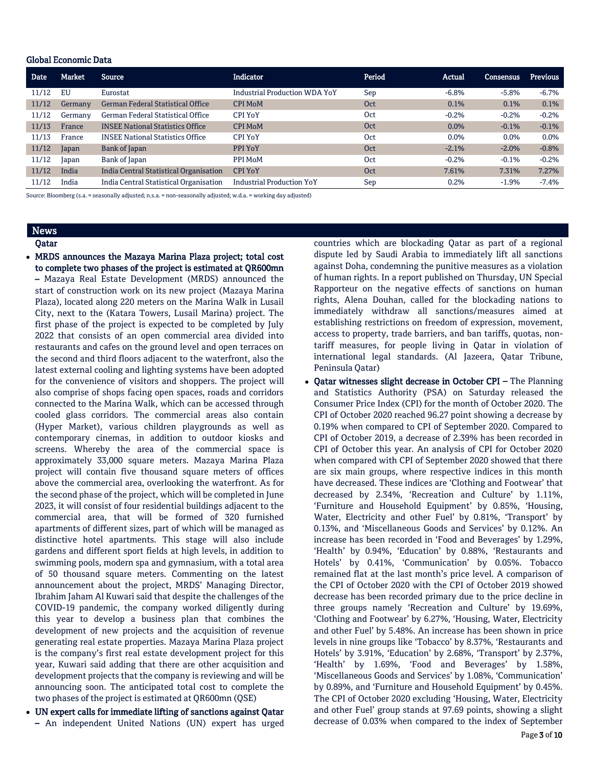## Global Economic Data

| Date | Market | Source | Indicator | Period | Actual | Consensus | Previous |
|---|---|---|---|---|---|---|---|
| 11/12 | EU | Eurostat | Industrial Production WDA YoY | Sep | -6.8% | -5.8% | -6.7% |
| 11/12 | Germany | German Federal Statistical Office | CPI MoM | Oct | 0.1% | 0.1% | 0.1% |
| 11/12 | Germany | German Federal Statistical Office | CPI YoY | Oct | -0.2% | -0.2% | -0.2% |
| 11/13 | France | INSEE National Statistics Office | CPI MoM | Oct | 0.0% | -0.1% | -0.1% |
| 11/13 | France | INSEE National Statistics Office | CPI YoY | Oct | 0.0% | 0.0% | 0.0% |
| 11/12 | Japan | Bank of Japan | PPI YoY | Oct | -2.1% | -2.0% | -0.8% |
| 11/12 | Japan | Bank of Japan | PPI MoM | Oct | -0.2% | -0.1% | -0.2% |
| 11/12 | India | India Central Statistical Organisation | CPI YoY | Oct | 7.61% | 7.31% | 7.27% |
| 11/12 | India | India Central Statistical Organisation | Industrial Production YoY | Sep | 0.2% | -1.9% | -7.4% |

Source: Bloomberg (s.a. = seasonally adjusted; n.s.a. = non-seasonally adjusted; w.d.a. = working day adjusted)

## News

### Qatar

- **MRDS announces the Mazaya Marina Plaza project; total cost to complete two phases of the project is estimated at QR600mn –** Mazaya Real Estate Development (MRDS) announced the start of construction work on its new project (Mazaya Marina Plaza), located along 220 meters on the Marina Walk in Lusail City, next to the (Katara Towers, Lusail Marina) project. The first phase of the project is expected to be completed by July 2022 that consists of an open commercial area divided into restaurants and cafes on the ground level and open terraces on the second and third floors adjacent to the waterfront, also the latest external cooling and lighting systems have been adopted for the convenience of visitors and shoppers. The project will also comprise of shops facing open spaces, roads and corridors connected to the Marina Walk, which can be accessed through cooled glass corridors. The commercial areas also contain (Hyper Market), various children playgrounds as well as contemporary cinemas, in addition to outdoor kiosks and screens. Whereby the area of the commercial space is approximately 33,000 square meters. Mazaya Marina Plaza project will contain five thousand square meters of offices above the commercial area, overlooking the waterfront. As for the second phase of the project, which will be completed in June 2023, it will consist of four residential buildings adjacent to the commercial area, that will be formed of 320 furnished apartments of different sizes, part of which will be managed as distinctive hotel apartments. This stage will also include gardens and different sport fields at high levels, in addition to swimming pools, modern spa and gymnasium, with a total area of 50 thousand square meters. Commenting on the latest announcement about the project, MRDS' Managing Director, Ibrahim Jaham Al Kuwari said that despite the challenges of the COVID-19 pandemic, the company worked diligently during this year to develop a business plan that combines the development of new projects and the acquisition of revenue generating real estate properties. Mazaya Marina Plaza project is the company's first real estate development project for this year, Kuwari said adding that there are other acquisition and development projects that the company is reviewing and will be announcing soon. The anticipated total cost to complete the two phases of the project is estimated at QR600mn (QSE)
- **UN expert calls for immediate lifting of sanctions against Qatar –** An independent United Nations (UN) expert has urged countries which are blockading Qatar as part of a regional dispute led by Saudi Arabia to immediately lift all sanctions against Doha, condemning the punitive measures as a violation of human rights. In a report published on Thursday, UN Special Rapporteur on the negative effects of sanctions on human rights, Alena Douhan, called for the blockading nations to immediately withdraw all sanctions/measures aimed at establishing restrictions on freedom of expression, movement, access to property, trade barriers, and ban tariffs, quotas, non-tariff measures, for people living in Qatar in violation of international legal standards. (Al Jazeera, Qatar Tribune, Peninsula Qatar)
- **Qatar witnesses slight decrease in October CPI –** The Planning and Statistics Authority (PSA) on Saturday released the Consumer Price Index (CPI) for the month of October 2020. The CPI of October 2020 reached 96.27 point showing a decrease by 0.19% when compared to CPI of September 2020. Compared to CPI of October 2019, a decrease of 2.39% has been recorded in CPI of October this year. An analysis of CPI for October 2020 when compared with CPI of September 2020 showed that there are six main groups, where respective indices in this month have decreased. These indices are 'Clothing and Footwear' that decreased by 2.34%, 'Recreation and Culture' by 1.11%, 'Furniture and Household Equipment' by 0.85%, 'Housing, Water, Electricity and other Fuel' by 0.81%, 'Transport' by 0.13%, and 'Miscellaneous Goods and Services' by 0.12%. An increase has been recorded in 'Food and Beverages' by 1.29%, 'Health' by 0.94%, 'Education' by 0.88%, 'Restaurants and Hotels' by 0.41%, 'Communication' by 0.05%. Tobacco remained flat at the last month's price level. A comparison of the CPI of October 2020 with the CPI of October 2019 showed decrease has been recorded primary due to the price decline in three groups namely 'Recreation and Culture' by 19.69%, 'Clothing and Footwear' by 6.27%, 'Housing, Water, Electricity and other Fuel' by 5.48%. An increase has been shown in price levels in nine groups like 'Tobacco' by 8.37%, 'Restaurants and Hotels' by 3.91%, 'Education' by 2.68%, 'Transport' by 2.37%, 'Health' by 1.69%, 'Food and Beverages' by 1.58%, 'Miscellaneous Goods and Services' by 1.08%, 'Communication' by 0.89%, and 'Furniture and Household Equipment' by 0.45%. The CPI of October 2020 excluding 'Housing, Water, Electricity and other Fuel' group stands at 97.69 points, showing a slight decrease of 0.03% when compared to the index of September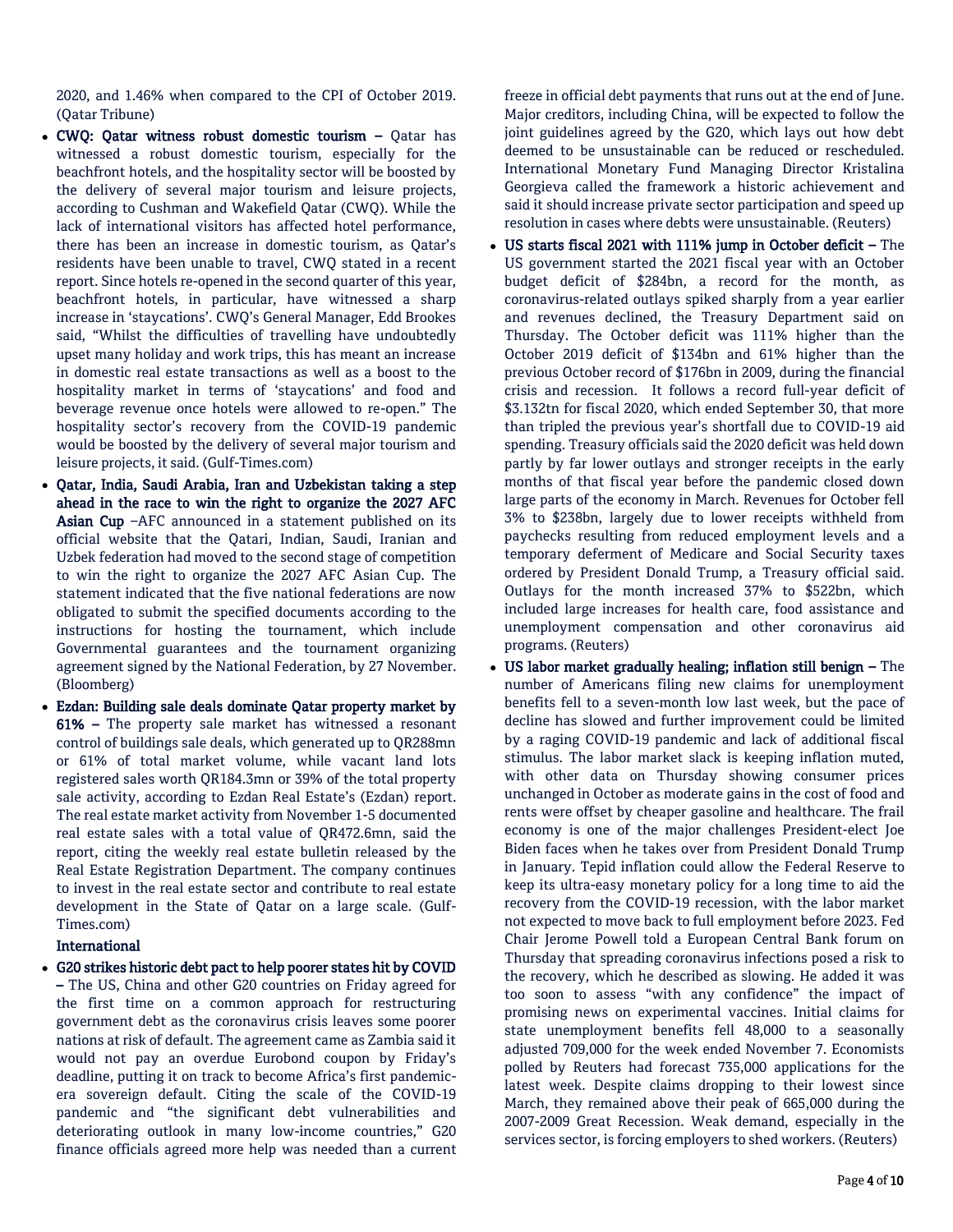2020, and 1.46% when compared to the CPI of October 2019. (Qatar Tribune)

- **CWQ: Qatar witness robust domestic tourism –** Qatar has witnessed a robust domestic tourism, especially for the beachfront hotels, and the hospitality sector will be boosted by the delivery of several major tourism and leisure projects, according to Cushman and Wakefield Qatar (CWQ). While the lack of international visitors has affected hotel performance, there has been an increase in domestic tourism, as Qatar's residents have been unable to travel, CWQ stated in a recent report. Since hotels re-opened in the second quarter of this year, beachfront hotels, in particular, have witnessed a sharp increase in 'staycations'. CWQ's General Manager, Edd Brookes said, "Whilst the difficulties of travelling have undoubtedly upset many holiday and work trips, this has meant an increase in domestic real estate transactions as well as a boost to the hospitality market in terms of 'staycations' and food and beverage revenue once hotels were allowed to re-open." The hospitality sector's recovery from the COVID-19 pandemic would be boosted by the delivery of several major tourism and leisure projects, it said. (Gulf-Times.com)
- **Qatar, India, Saudi Arabia, Iran and Uzbekistan taking a step ahead in the race to win the right to organize the 2027 AFC Asian Cup** –AFC announced in a statement published on its official website that the Qatari, Indian, Saudi, Iranian and Uzbek federation had moved to the second stage of competition to win the right to organize the 2027 AFC Asian Cup. The statement indicated that the five national federations are now obligated to submit the specified documents according to the instructions for hosting the tournament, which include Governmental guarantees and the tournament organizing agreement signed by the National Federation, by 27 November. (Bloomberg)
- **Ezdan: Building sale deals dominate Qatar property market by 61% –** The property sale market has witnessed a resonant control of buildings sale deals, which generated up to QR288mn or 61% of total market volume, while vacant land lots registered sales worth QR184.3mn or 39% of the total property sale activity, according to Ezdan Real Estate's (Ezdan) report. The real estate market activity from November 1-5 documented real estate sales with a total value of QR472.6mn, said the report, citing the weekly real estate bulletin released by the Real Estate Registration Department. The company continues to invest in the real estate sector and contribute to real estate development in the State of Qatar on a large scale. (Gulf-Times.com)

**International**

- **G20 strikes historic debt pact to help poorer states hit by COVID –** The US, China and other G20 countries on Friday agreed for the first time on a common approach for restructuring government debt as the coronavirus crisis leaves some poorer nations at risk of default. The agreement came as Zambia said it would not pay an overdue Eurobond coupon by Friday's deadline, putting it on track to become Africa's first pandemic-era sovereign default. Citing the scale of the COVID-19 pandemic and "the significant debt vulnerabilities and deteriorating outlook in many low-income countries," G20 finance officials agreed more help was needed than a current freeze in official debt payments that runs out at the end of June. Major creditors, including China, will be expected to follow the joint guidelines agreed by the G20, which lays out how debt deemed to be unsustainable can be reduced or rescheduled. International Monetary Fund Managing Director Kristalina Georgieva called the framework a historic achievement and said it should increase private sector participation and speed up resolution in cases where debts were unsustainable. (Reuters)
- **US starts fiscal 2021 with 111% jump in October deficit –** The US government started the 2021 fiscal year with an October budget deficit of $284bn, a record for the month, as coronavirus-related outlays spiked sharply from a year earlier and revenues declined, the Treasury Department said on Thursday. The October deficit was 111% higher than the October 2019 deficit of $134bn and 61% higher than the previous October record of $176bn in 2009, during the financial crisis and recession. It follows a record full-year deficit of $3.132tn for fiscal 2020, which ended September 30, that more than tripled the previous year's shortfall due to COVID-19 aid spending. Treasury officials said the 2020 deficit was held down partly by far lower outlays and stronger receipts in the early months of that fiscal year before the pandemic closed down large parts of the economy in March. Revenues for October fell 3% to $238bn, largely due to lower receipts withheld from paychecks resulting from reduced employment levels and a temporary deferment of Medicare and Social Security taxes ordered by President Donald Trump, a Treasury official said. Outlays for the month increased 37% to $522bn, which included large increases for health care, food assistance and unemployment compensation and other coronavirus aid programs. (Reuters)
- **US labor market gradually healing; inflation still benign –** The number of Americans filing new claims for unemployment benefits fell to a seven-month low last week, but the pace of decline has slowed and further improvement could be limited by a raging COVID-19 pandemic and lack of additional fiscal stimulus. The labor market slack is keeping inflation muted, with other data on Thursday showing consumer prices unchanged in October as moderate gains in the cost of food and rents were offset by cheaper gasoline and healthcare. The frail economy is one of the major challenges President-elect Joe Biden faces when he takes over from President Donald Trump in January. Tepid inflation could allow the Federal Reserve to keep its ultra-easy monetary policy for a long time to aid the recovery from the COVID-19 recession, with the labor market not expected to move back to full employment before 2023. Fed Chair Jerome Powell told a European Central Bank forum on Thursday that spreading coronavirus infections posed a risk to the recovery, which he described as slowing. He added it was too soon to assess "with any confidence" the impact of promising news on experimental vaccines. Initial claims for state unemployment benefits fell 48,000 to a seasonally adjusted 709,000 for the week ended November 7. Economists polled by Reuters had forecast 735,000 applications for the latest week. Despite claims dropping to their lowest since March, they remained above their peak of 665,000 during the 2007-2009 Great Recession. Weak demand, especially in the services sector, is forcing employers to shed workers. (Reuters)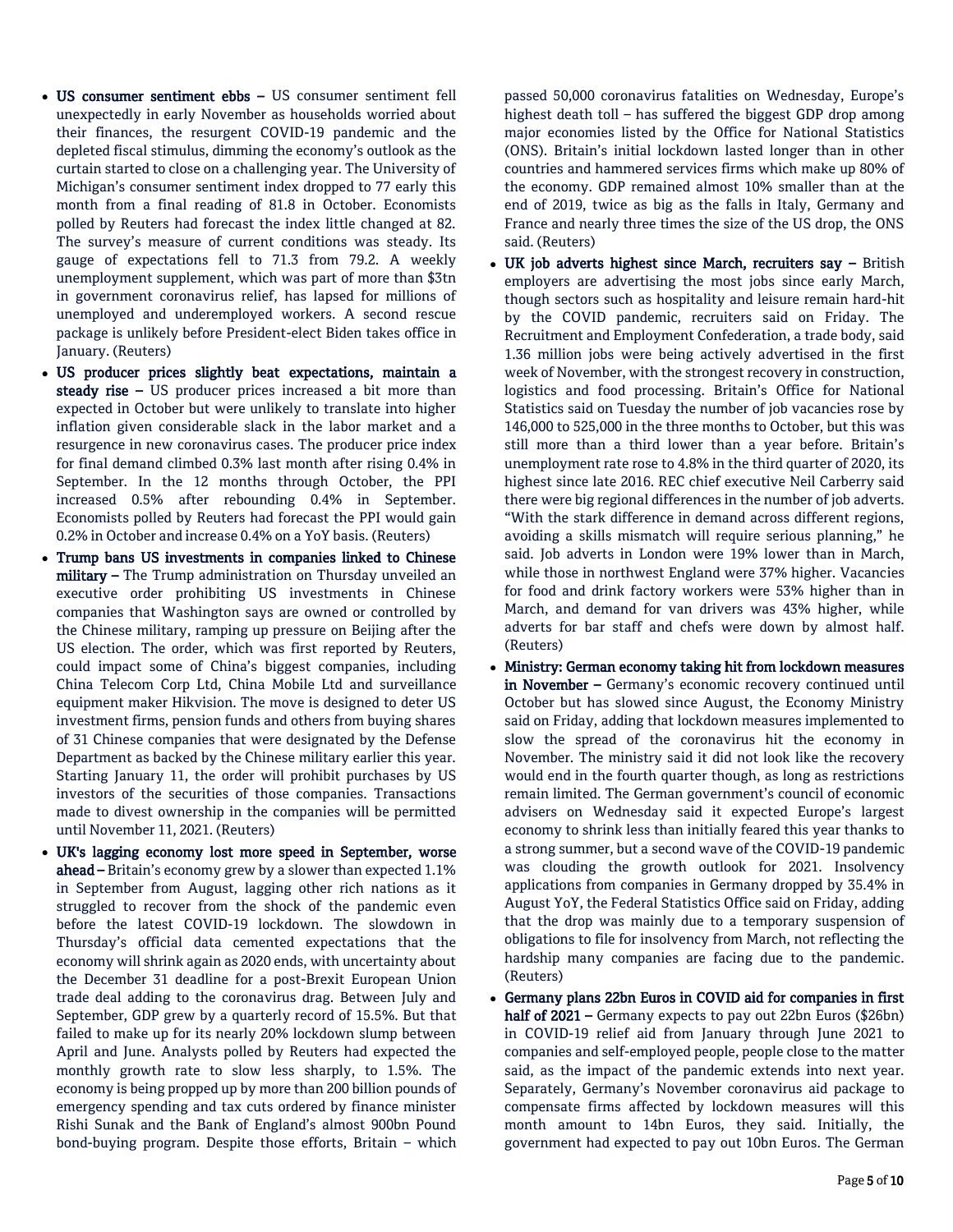- **US consumer sentiment ebbs –** US consumer sentiment fell unexpectedly in early November as households worried about their finances, the resurgent COVID-19 pandemic and the depleted fiscal stimulus, dimming the economy's outlook as the curtain started to close on a challenging year. The University of Michigan's consumer sentiment index dropped to 77 early this month from a final reading of 81.8 in October. Economists polled by Reuters had forecast the index little changed at 82. The survey's measure of current conditions was steady. Its gauge of expectations fell to 71.3 from 79.2. A weekly unemployment supplement, which was part of more than $3tn in government coronavirus relief, has lapsed for millions of unemployed and underemployed workers. A second rescue package is unlikely before President-elect Biden takes office in January. (Reuters)
- **US producer prices slightly beat expectations, maintain a steady rise –** US producer prices increased a bit more than expected in October but were unlikely to translate into higher inflation given considerable slack in the labor market and a resurgence in new coronavirus cases. The producer price index for final demand climbed 0.3% last month after rising 0.4% in September. In the 12 months through October, the PPI increased 0.5% after rebounding 0.4% in September. Economists polled by Reuters had forecast the PPI would gain 0.2% in October and increase 0.4% on a YoY basis. (Reuters)
- **Trump bans US investments in companies linked to Chinese military –** The Trump administration on Thursday unveiled an executive order prohibiting US investments in Chinese companies that Washington says are owned or controlled by the Chinese military, ramping up pressure on Beijing after the US election. The order, which was first reported by Reuters, could impact some of China's biggest companies, including China Telecom Corp Ltd, China Mobile Ltd and surveillance equipment maker Hikvision. The move is designed to deter US investment firms, pension funds and others from buying shares of 31 Chinese companies that were designated by the Defense Department as backed by the Chinese military earlier this year. Starting January 11, the order will prohibit purchases by US investors of the securities of those companies. Transactions made to divest ownership in the companies will be permitted until November 11, 2021. (Reuters)
- **UK's lagging economy lost more speed in September, worse ahead –** Britain's economy grew by a slower than expected 1.1% in September from August, lagging other rich nations as it struggled to recover from the shock of the pandemic even before the latest COVID-19 lockdown. The slowdown in Thursday's official data cemented expectations that the economy will shrink again as 2020 ends, with uncertainty about the December 31 deadline for a post-Brexit European Union trade deal adding to the coronavirus drag. Between July and September, GDP grew by a quarterly record of 15.5%. But that failed to make up for its nearly 20% lockdown slump between April and June. Analysts polled by Reuters had expected the monthly growth rate to slow less sharply, to 1.5%. The economy is being propped up by more than 200 billion pounds of emergency spending and tax cuts ordered by finance minister Rishi Sunak and the Bank of England's almost 900bn Pound bond-buying program. Despite those efforts, Britain – which passed 50,000 coronavirus fatalities on Wednesday, Europe's highest death toll – has suffered the biggest GDP drop among major economies listed by the Office for National Statistics (ONS). Britain's initial lockdown lasted longer than in other countries and hammered services firms which make up 80% of the economy. GDP remained almost 10% smaller than at the end of 2019, twice as big as the falls in Italy, Germany and France and nearly three times the size of the US drop, the ONS said. (Reuters)
- **UK job adverts highest since March, recruiters say –** British employers are advertising the most jobs since early March, though sectors such as hospitality and leisure remain hard-hit by the COVID pandemic, recruiters said on Friday. The Recruitment and Employment Confederation, a trade body, said 1.36 million jobs were being actively advertised in the first week of November, with the strongest recovery in construction, logistics and food processing. Britain's Office for National Statistics said on Tuesday the number of job vacancies rose by 146,000 to 525,000 in the three months to October, but this was still more than a third lower than a year before. Britain's unemployment rate rose to 4.8% in the third quarter of 2020, its highest since late 2016. REC chief executive Neil Carberry said there were big regional differences in the number of job adverts. "With the stark difference in demand across different regions, avoiding a skills mismatch will require serious planning," he said. Job adverts in London were 19% lower than in March, while those in northwest England were 37% higher. Vacancies for food and drink factory workers were 53% higher than in March, and demand for van drivers was 43% higher, while adverts for bar staff and chefs were down by almost half. (Reuters)
- **Ministry: German economy taking hit from lockdown measures in November –** Germany's economic recovery continued until October but has slowed since August, the Economy Ministry said on Friday, adding that lockdown measures implemented to slow the spread of the coronavirus hit the economy in November. The ministry said it did not look like the recovery would end in the fourth quarter though, as long as restrictions remain limited. The German government's council of economic advisers on Wednesday said it expected Europe's largest economy to shrink less than initially feared this year thanks to a strong summer, but a second wave of the COVID-19 pandemic was clouding the growth outlook for 2021. Insolvency applications from companies in Germany dropped by 35.4% in August YoY, the Federal Statistics Office said on Friday, adding that the drop was mainly due to a temporary suspension of obligations to file for insolvency from March, not reflecting the hardship many companies are facing due to the pandemic. (Reuters)
- **Germany plans 22bn Euros in COVID aid for companies in first half of 2021 –** Germany expects to pay out 22bn Euros ($26bn) in COVID-19 relief aid from January through June 2021 to companies and self-employed people, people close to the matter said, as the impact of the pandemic extends into next year. Separately, Germany's November coronavirus aid package to compensate firms affected by lockdown measures will this month amount to 14bn Euros, they said. Initially, the government had expected to pay out 10bn Euros. The German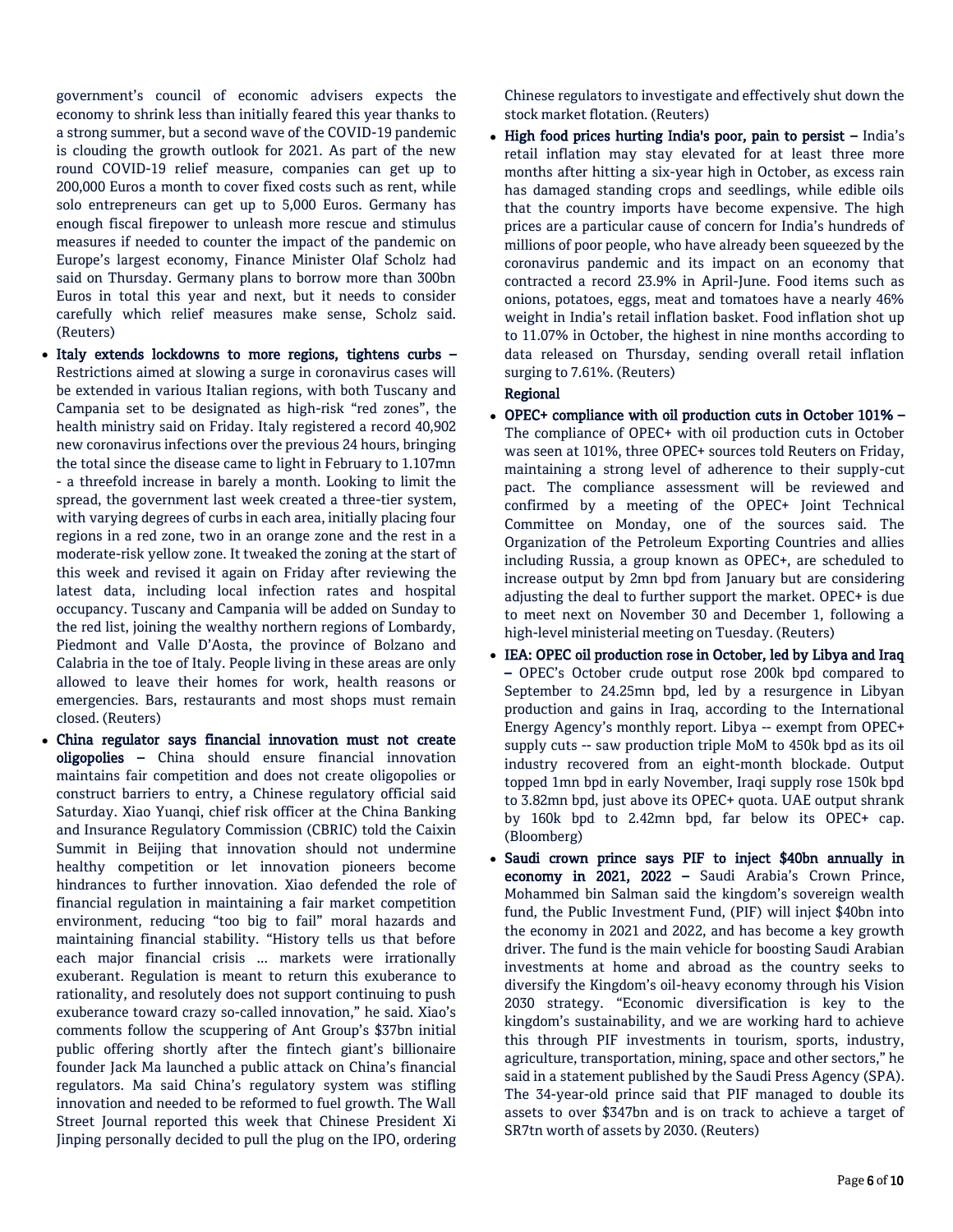government's council of economic advisers expects the economy to shrink less than initially feared this year thanks to a strong summer, but a second wave of the COVID-19 pandemic is clouding the growth outlook for 2021. As part of the new round COVID-19 relief measure, companies can get up to 200,000 Euros a month to cover fixed costs such as rent, while solo entrepreneurs can get up to 5,000 Euros. Germany has enough fiscal firepower to unleash more rescue and stimulus measures if needed to counter the impact of the pandemic on Europe's largest economy, Finance Minister Olaf Scholz had said on Thursday. Germany plans to borrow more than 300bn Euros in total this year and next, but it needs to consider carefully which relief measures make sense, Scholz said. (Reuters)

- **Italy extends lockdowns to more regions, tightens curbs –** Restrictions aimed at slowing a surge in coronavirus cases will be extended in various Italian regions, with both Tuscany and Campania set to be designated as high-risk "red zones", the health ministry said on Friday. Italy registered a record 40,902 new coronavirus infections over the previous 24 hours, bringing the total since the disease came to light in February to 1.107mn - a threefold increase in barely a month. Looking to limit the spread, the government last week created a three-tier system, with varying degrees of curbs in each area, initially placing four regions in a red zone, two in an orange zone and the rest in a moderate-risk yellow zone. It tweaked the zoning at the start of this week and revised it again on Friday after reviewing the latest data, including local infection rates and hospital occupancy. Tuscany and Campania will be added on Sunday to the red list, joining the wealthy northern regions of Lombardy, Piedmont and Valle D'Aosta, the province of Bolzano and Calabria in the toe of Italy. People living in these areas are only allowed to leave their homes for work, health reasons or emergencies. Bars, restaurants and most shops must remain closed. (Reuters)
- **China regulator says financial innovation must not create oligopolies –** China should ensure financial innovation maintains fair competition and does not create oligopolies or construct barriers to entry, a Chinese regulatory official said Saturday. Xiao Yuanqi, chief risk officer at the China Banking and Insurance Regulatory Commission (CBRIC) told the Caixin Summit in Beijing that innovation should not undermine healthy competition or let innovation pioneers become hindrances to further innovation. Xiao defended the role of financial regulation in maintaining a fair market competition environment, reducing "too big to fail" moral hazards and maintaining financial stability. "History tells us that before each major financial crisis … markets were irrationally exuberant. Regulation is meant to return this exuberance to rationality, and resolutely does not support continuing to push exuberance toward crazy so-called innovation," he said. Xiao's comments follow the scuppering of Ant Group's $37bn initial public offering shortly after the fintech giant's billionaire founder Jack Ma launched a public attack on China's financial regulators. Ma said China's regulatory system was stifling innovation and needed to be reformed to fuel growth. The Wall Street Journal reported this week that Chinese President Xi Jinping personally decided to pull the plug on the IPO, ordering Chinese regulators to investigate and effectively shut down the stock market flotation. (Reuters)
- **High food prices hurting India's poor, pain to persist –** India's retail inflation may stay elevated for at least three more months after hitting a six-year high in October, as excess rain has damaged standing crops and seedlings, while edible oils that the country imports have become expensive. The high prices are a particular cause of concern for India's hundreds of millions of poor people, who have already been squeezed by the coronavirus pandemic and its impact on an economy that contracted a record 23.9% in April-June. Food items such as onions, potatoes, eggs, meat and tomatoes have a nearly 46% weight in India's retail inflation basket. Food inflation shot up to 11.07% in October, the highest in nine months according to data released on Thursday, sending overall retail inflation surging to 7.61%. (Reuters)

**Regional**

- **OPEC+ compliance with oil production cuts in October 101% –** The compliance of OPEC+ with oil production cuts in October was seen at 101%, three OPEC+ sources told Reuters on Friday, maintaining a strong level of adherence to their supply-cut pact. The compliance assessment will be reviewed and confirmed by a meeting of the OPEC+ Joint Technical Committee on Monday, one of the sources said. The Organization of the Petroleum Exporting Countries and allies including Russia, a group known as OPEC+, are scheduled to increase output by 2mn bpd from January but are considering adjusting the deal to further support the market. OPEC+ is due to meet next on November 30 and December 1, following a high-level ministerial meeting on Tuesday. (Reuters)
- **IEA: OPEC oil production rose in October, led by Libya and Iraq –** OPEC's October crude output rose 200k bpd compared to September to 24.25mn bpd, led by a resurgence in Libyan production and gains in Iraq, according to the International Energy Agency's monthly report. Libya -- exempt from OPEC+ supply cuts -- saw production triple MoM to 450k bpd as its oil industry recovered from an eight-month blockade. Output topped 1mn bpd in early November, Iraqi supply rose 150k bpd to 3.82mn bpd, just above its OPEC+ quota. UAE output shrank by 160k bpd to 2.42mn bpd, far below its OPEC+ cap. (Bloomberg)
- **Saudi crown prince says PIF to inject $40bn annually in economy in 2021, 2022 –** Saudi Arabia's Crown Prince, Mohammed bin Salman said the kingdom's sovereign wealth fund, the Public Investment Fund, (PIF) will inject $40bn into the economy in 2021 and 2022, and has become a key growth driver. The fund is the main vehicle for boosting Saudi Arabian investments at home and abroad as the country seeks to diversify the Kingdom's oil-heavy economy through his Vision 2030 strategy. "Economic diversification is key to the kingdom's sustainability, and we are working hard to achieve this through PIF investments in tourism, sports, industry, agriculture, transportation, mining, space and other sectors," he said in a statement published by the Saudi Press Agency (SPA). The 34-year-old prince said that PIF managed to double its assets to over $347bn and is on track to achieve a target of SR7tn worth of assets by 2030. (Reuters)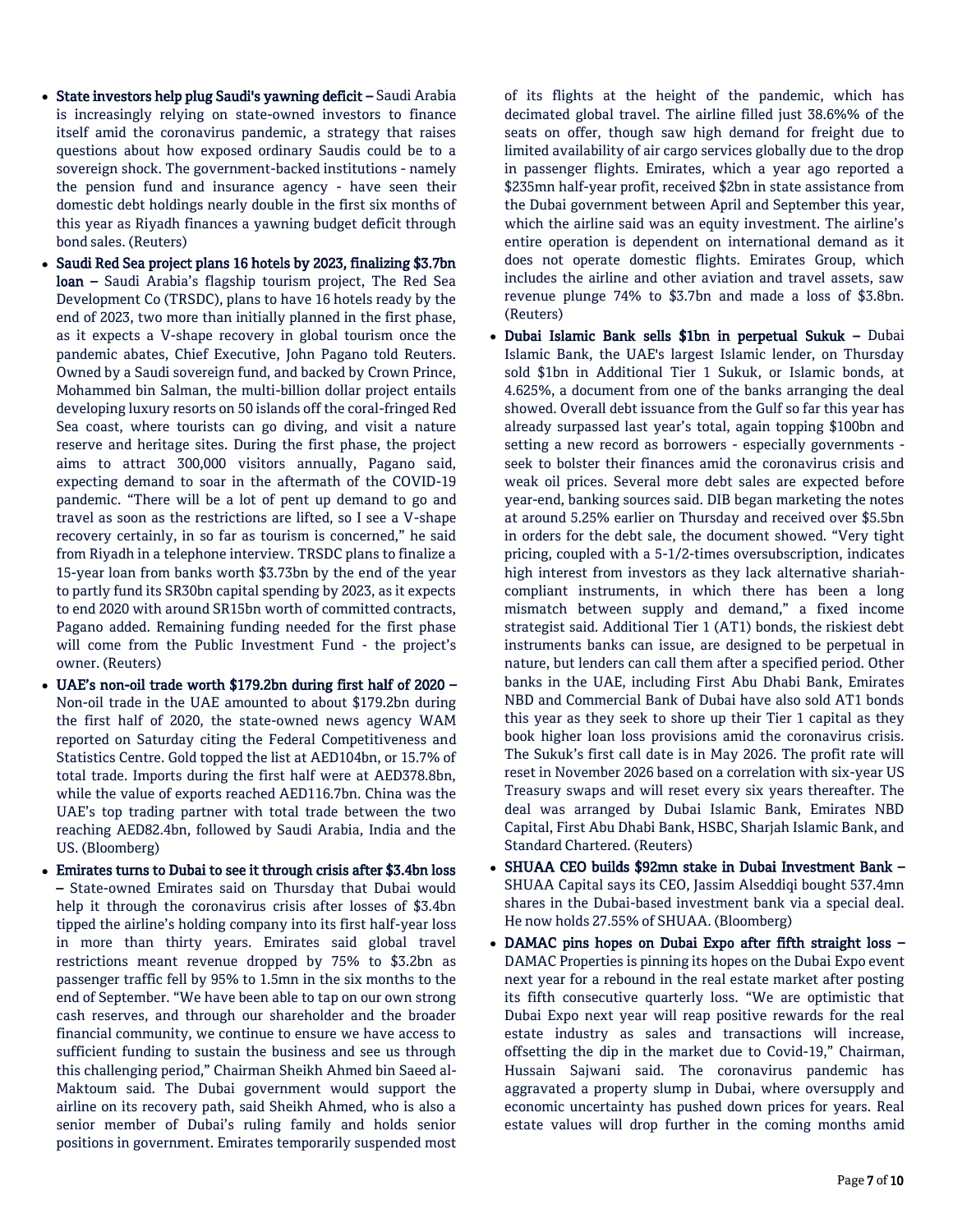- **State investors help plug Saudi's yawning deficit –** Saudi Arabia is increasingly relying on state-owned investors to finance itself amid the coronavirus pandemic, a strategy that raises questions about how exposed ordinary Saudis could be to a sovereign shock. The government-backed institutions - namely the pension fund and insurance agency - have seen their domestic debt holdings nearly double in the first six months of this year as Riyadh finances a yawning budget deficit through bond sales. (Reuters)
- **Saudi Red Sea project plans 16 hotels by 2023, finalizing $3.7bn loan –** Saudi Arabia's flagship tourism project, The Red Sea Development Co (TRSDC), plans to have 16 hotels ready by the end of 2023, two more than initially planned in the first phase, as it expects a V-shape recovery in global tourism once the pandemic abates, Chief Executive, John Pagano told Reuters. Owned by a Saudi sovereign fund, and backed by Crown Prince, Mohammed bin Salman, the multi-billion dollar project entails developing luxury resorts on 50 islands off the coral-fringed Red Sea coast, where tourists can go diving, and visit a nature reserve and heritage sites. During the first phase, the project aims to attract 300,000 visitors annually, Pagano said, expecting demand to soar in the aftermath of the COVID-19 pandemic. "There will be a lot of pent up demand to go and travel as soon as the restrictions are lifted, so I see a V-shape recovery certainly, in so far as tourism is concerned," he said from Riyadh in a telephone interview. TRSDC plans to finalize a 15-year loan from banks worth $3.73bn by the end of the year to partly fund its SR30bn capital spending by 2023, as it expects to end 2020 with around SR15bn worth of committed contracts, Pagano added. Remaining funding needed for the first phase will come from the Public Investment Fund - the project's owner. (Reuters)
- **UAE's non-oil trade worth $179.2bn during first half of 2020 –** Non-oil trade in the UAE amounted to about $179.2bn during the first half of 2020, the state-owned news agency WAM reported on Saturday citing the Federal Competitiveness and Statistics Centre. Gold topped the list at AED104bn, or 15.7% of total trade. Imports during the first half were at AED378.8bn, while the value of exports reached AED116.7bn. China was the UAE's top trading partner with total trade between the two reaching AED82.4bn, followed by Saudi Arabia, India and the US. (Bloomberg)
- **Emirates turns to Dubai to see it through crisis after $3.4bn loss –** State-owned Emirates said on Thursday that Dubai would help it through the coronavirus crisis after losses of $3.4bn tipped the airline's holding company into its first half-year loss in more than thirty years. Emirates said global travel restrictions meant revenue dropped by 75% to $3.2bn as passenger traffic fell by 95% to 1.5mn in the six months to the end of September. "We have been able to tap on our own strong cash reserves, and through our shareholder and the broader financial community, we continue to ensure we have access to sufficient funding to sustain the business and see us through this challenging period," Chairman Sheikh Ahmed bin Saeed al-Maktoum said. The Dubai government would support the airline on its recovery path, said Sheikh Ahmed, who is also a senior member of Dubai's ruling family and holds senior positions in government. Emirates temporarily suspended most of its flights at the height of the pandemic, which has decimated global travel. The airline filled just 38.6%% of the seats on offer, though saw high demand for freight due to limited availability of air cargo services globally due to the drop in passenger flights. Emirates, which a year ago reported a $235mn half-year profit, received $2bn in state assistance from the Dubai government between April and September this year, which the airline said was an equity investment. The airline's entire operation is dependent on international demand as it does not operate domestic flights. Emirates Group, which includes the airline and other aviation and travel assets, saw revenue plunge 74% to $3.7bn and made a loss of $3.8bn. (Reuters)
- **Dubai Islamic Bank sells $1bn in perpetual Sukuk –** Dubai Islamic Bank, the UAE's largest Islamic lender, on Thursday sold $1bn in Additional Tier 1 Sukuk, or Islamic bonds, at 4.625%, a document from one of the banks arranging the deal showed. Overall debt issuance from the Gulf so far this year has already surpassed last year's total, again topping $100bn and setting a new record as borrowers - especially governments - seek to bolster their finances amid the coronavirus crisis and weak oil prices. Several more debt sales are expected before year-end, banking sources said. DIB began marketing the notes at around 5.25% earlier on Thursday and received over $5.5bn in orders for the debt sale, the document showed. "Very tight pricing, coupled with a 5-1/2-times oversubscription, indicates high interest from investors as they lack alternative shariah-compliant instruments, in which there has been a long mismatch between supply and demand," a fixed income strategist said. Additional Tier 1 (AT1) bonds, the riskiest debt instruments banks can issue, are designed to be perpetual in nature, but lenders can call them after a specified period. Other banks in the UAE, including First Abu Dhabi Bank, Emirates NBD and Commercial Bank of Dubai have also sold AT1 bonds this year as they seek to shore up their Tier 1 capital as they book higher loan loss provisions amid the coronavirus crisis. The Sukuk's first call date is in May 2026. The profit rate will reset in November 2026 based on a correlation with six-year US Treasury swaps and will reset every six years thereafter. The deal was arranged by Dubai Islamic Bank, Emirates NBD Capital, First Abu Dhabi Bank, HSBC, Sharjah Islamic Bank, and Standard Chartered. (Reuters)
- **SHUAA CEO builds $92mn stake in Dubai Investment Bank –** SHUAA Capital says its CEO, Jassim Alseddiqi bought 537.4mn shares in the Dubai-based investment bank via a special deal. He now holds 27.55% of SHUAA. (Bloomberg)
- **DAMAC pins hopes on Dubai Expo after fifth straight loss –** DAMAC Properties is pinning its hopes on the Dubai Expo event next year for a rebound in the real estate market after posting its fifth consecutive quarterly loss. "We are optimistic that Dubai Expo next year will reap positive rewards for the real estate industry as sales and transactions will increase, offsetting the dip in the market due to Covid-19," Chairman, Hussain Sajwani said. The coronavirus pandemic has aggravated a property slump in Dubai, where oversupply and economic uncertainty has pushed down prices for years. Real estate values will drop further in the coming months amid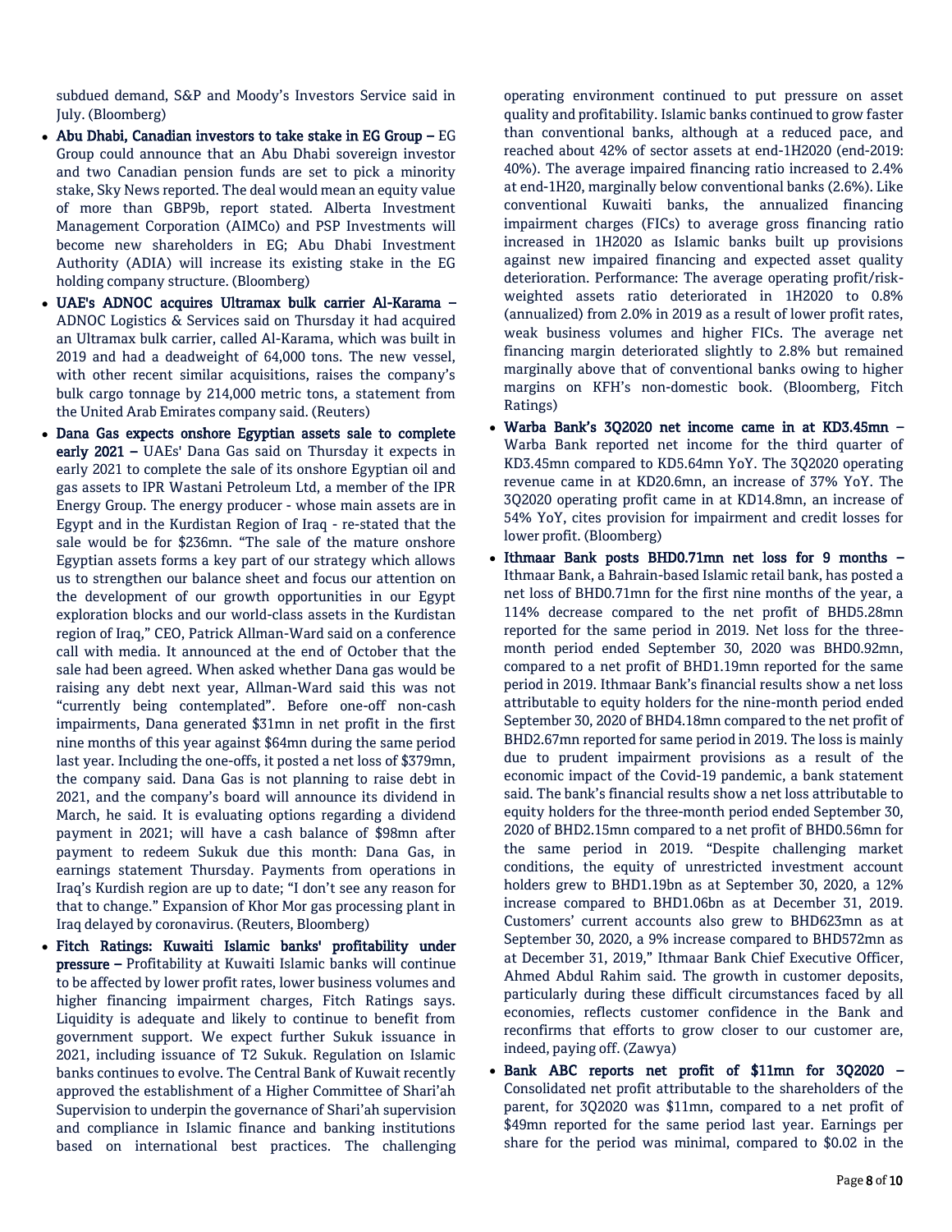subdued demand, S&P and Moody's Investors Service said in July. (Bloomberg)

- **Abu Dhabi, Canadian investors to take stake in EG Group –** EG Group could announce that an Abu Dhabi sovereign investor and two Canadian pension funds are set to pick a minority stake, Sky News reported. The deal would mean an equity value of more than GBP9b, report stated. Alberta Investment Management Corporation (AIMCo) and PSP Investments will become new shareholders in EG; Abu Dhabi Investment Authority (ADIA) will increase its existing stake in the EG holding company structure. (Bloomberg)
- **UAE's ADNOC acquires Ultramax bulk carrier Al-Karama –** ADNOC Logistics & Services said on Thursday it had acquired an Ultramax bulk carrier, called Al-Karama, which was built in 2019 and had a deadweight of 64,000 tons. The new vessel, with other recent similar acquisitions, raises the company's bulk cargo tonnage by 214,000 metric tons, a statement from the United Arab Emirates company said. (Reuters)
- **Dana Gas expects onshore Egyptian assets sale to complete early 2021 –** UAEs' Dana Gas said on Thursday it expects in early 2021 to complete the sale of its onshore Egyptian oil and gas assets to IPR Wastani Petroleum Ltd, a member of the IPR Energy Group. The energy producer - whose main assets are in Egypt and in the Kurdistan Region of Iraq - re-stated that the sale would be for $236mn. "The sale of the mature onshore Egyptian assets forms a key part of our strategy which allows us to strengthen our balance sheet and focus our attention on the development of our growth opportunities in our Egypt exploration blocks and our world-class assets in the Kurdistan region of Iraq," CEO, Patrick Allman-Ward said on a conference call with media. It announced at the end of October that the sale had been agreed. When asked whether Dana gas would be raising any debt next year, Allman-Ward said this was not "currently being contemplated". Before one-off non-cash impairments, Dana generated $31mn in net profit in the first nine months of this year against $64mn during the same period last year. Including the one-offs, it posted a net loss of $379mn, the company said. Dana Gas is not planning to raise debt in 2021, and the company's board will announce its dividend in March, he said. It is evaluating options regarding a dividend payment in 2021; will have a cash balance of $98mn after payment to redeem Sukuk due this month: Dana Gas, in earnings statement Thursday. Payments from operations in Iraq's Kurdish region are up to date; "I don't see any reason for that to change." Expansion of Khor Mor gas processing plant in Iraq delayed by coronavirus. (Reuters, Bloomberg)
- **Fitch Ratings: Kuwaiti Islamic banks' profitability under pressure –** Profitability at Kuwaiti Islamic banks will continue to be affected by lower profit rates, lower business volumes and higher financing impairment charges, Fitch Ratings says. Liquidity is adequate and likely to continue to benefit from government support. We expect further Sukuk issuance in 2021, including issuance of T2 Sukuk. Regulation on Islamic banks continues to evolve. The Central Bank of Kuwait recently approved the establishment of a Higher Committee of Shari'ah Supervision to underpin the governance of Shari'ah supervision and compliance in Islamic finance and banking institutions based on international best practices. The challenging operating environment continued to put pressure on asset quality and profitability. Islamic banks continued to grow faster than conventional banks, although at a reduced pace, and reached about 42% of sector assets at end-1H2020 (end-2019: 40%). The average impaired financing ratio increased to 2.4% at end-1H20, marginally below conventional banks (2.6%). Like conventional Kuwaiti banks, the annualized financing impairment charges (FICs) to average gross financing ratio increased in 1H2020 as Islamic banks built up provisions against new impaired financing and expected asset quality deterioration. Performance: The average operating profit/risk-weighted assets ratio deteriorated in 1H2020 to 0.8% (annualized) from 2.0% in 2019 as a result of lower profit rates, weak business volumes and higher FICs. The average net financing margin deteriorated slightly to 2.8% but remained marginally above that of conventional banks owing to higher margins on KFH's non-domestic book. (Bloomberg, Fitch Ratings)
- **Warba Bank's 3Q2020 net income came in at KD3.45mn –** Warba Bank reported net income for the third quarter of KD3.45mn compared to KD5.64mn YoY. The 3Q2020 operating revenue came in at KD20.6mn, an increase of 37% YoY. The 3Q2020 operating profit came in at KD14.8mn, an increase of 54% YoY, cites provision for impairment and credit losses for lower profit. (Bloomberg)
- **Ithmaar Bank posts BHD0.71mn net loss for 9 months –** Ithmaar Bank, a Bahrain-based Islamic retail bank, has posted a net loss of BHD0.71mn for the first nine months of the year, a 114% decrease compared to the net profit of BHD5.28mn reported for the same period in 2019. Net loss for the three-month period ended September 30, 2020 was BHD0.92mn, compared to a net profit of BHD1.19mn reported for the same period in 2019. Ithmaar Bank's financial results show a net loss attributable to equity holders for the nine-month period ended September 30, 2020 of BHD4.18mn compared to the net profit of BHD2.67mn reported for same period in 2019. The loss is mainly due to prudent impairment provisions as a result of the economic impact of the Covid-19 pandemic, a bank statement said. The bank's financial results show a net loss attributable to equity holders for the three-month period ended September 30, 2020 of BHD2.15mn compared to a net profit of BHD0.56mn for the same period in 2019. "Despite challenging market conditions, the equity of unrestricted investment account holders grew to BHD1.19bn as at September 30, 2020, a 12% increase compared to BHD1.06bn as at December 31, 2019. Customers' current accounts also grew to BHD623mn as at September 30, 2020, a 9% increase compared to BHD572mn as at December 31, 2019," Ithmaar Bank Chief Executive Officer, Ahmed Abdul Rahim said. The growth in customer deposits, particularly during these difficult circumstances faced by all economies, reflects customer confidence in the Bank and reconfirms that efforts to grow closer to our customer are, indeed, paying off. (Zawya)
- **Bank ABC reports net profit of $11mn for 3Q2020 –** Consolidated net profit attributable to the shareholders of the parent, for 3Q2020 was $11mn, compared to a net profit of $49mn reported for the same period last year. Earnings per share for the period was minimal, compared to $0.02 in the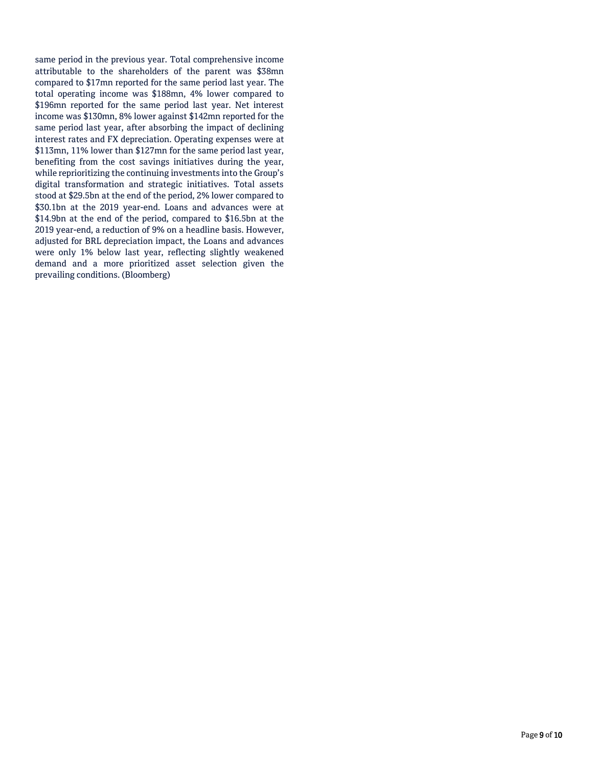same period in the previous year. Total comprehensive income attributable to the shareholders of the parent was $38mn compared to $17mn reported for the same period last year. The total operating income was $188mn, 4% lower compared to $196mn reported for the same period last year. Net interest income was $130mn, 8% lower against $142mn reported for the same period last year, after absorbing the impact of declining interest rates and FX depreciation. Operating expenses were at $113mn, 11% lower than $127mn for the same period last year, benefiting from the cost savings initiatives during the year, while reprioritizing the continuing investments into the Group's digital transformation and strategic initiatives. Total assets stood at $29.5bn at the end of the period, 2% lower compared to $30.1bn at the 2019 year-end. Loans and advances were at $14.9bn at the end of the period, compared to $16.5bn at the 2019 year-end, a reduction of 9% on a headline basis. However, adjusted for BRL depreciation impact, the Loans and advances were only 1% below last year, reflecting slightly weakened demand and a more prioritized asset selection given the prevailing conditions. (Bloomberg)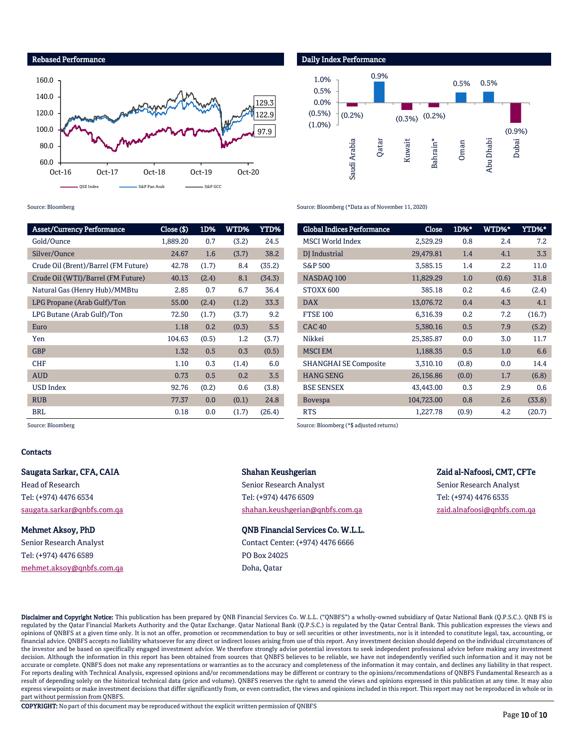## Rebased Performance

160.0
140.0
120.0
100.0
80.0
60.0

Oct-16 Oct-17 Oct-18 Oct-19 Oct-20

129.3
122.9
97.9

QSE Index S&P Pan Arab S&P GCC

Source: Bloomberg

## Daily Index Performance

1.0%
0.5%
0.0%
(0.5%)
(1.0%)

Saudi Arabia (0.2%)
Qatar 0.9%
Kuwait (0.3%)
Bahrain* (0.2%)
Oman 0.5%
Abu Dhabi 0.5%
Dubai (0.9%)

Source: Bloomberg (*Data as of November 11, 2020)

| Asset/Currency Performance | Close ($) | 1D% | WTD% | YTD% |
|---|---|---|---|---|
| Gold/Ounce | 1,889.20 | 0.7 | (3.2) | 24.5 |
| Silver/Ounce | 24.67 | 1.6 | (3.7) | 38.2 |
| Crude Oil (Brent)/Barrel (FM Future) | 42.78 | (1.7) | 8.4 | (35.2) |
| Crude Oil (WTI)/Barrel (FM Future) | 40.13 | (2.4) | 8.1 | (34.3) |
| Natural Gas (Henry Hub)/MMBtu | 2.85 | 0.7 | 6.7 | 36.4 |
| LPG Propane (Arab Gulf)/Ton | 55.00 | (2.4) | (1.2) | 33.3 |
| LPG Butane (Arab Gulf)/Ton | 72.50 | (1.7) | (3.7) | 9.2 |
| Euro | 1.18 | 0.2 | (0.3) | 5.5 |
| Yen | 104.63 | (0.5) | 1.2 | (3.7) |
| GBP | 1.32 | 0.5 | 0.3 | (0.5) |
| CHF | 1.10 | 0.3 | (1.4) | 6.0 |
| AUD | 0.73 | 0.5 | 0.2 | 3.5 |
| USD Index | 92.76 | (0.2) | 0.6 | (3.8) |
| RUB | 77.37 | 0.0 | (0.1) | 24.8 |
| BRL | 0.18 | 0.0 | (1.7) | (26.4) |

Source: Bloomberg

| Global Indices Performance | Close | 1D%* | WTD%* | YTD%* |
|---|---|---|---|---|
| MSCI World Index | 2,529.29 | 0.8 | 2.4 | 7.2 |
| DJ Industrial | 29,479.81 | 1.4 | 4.1 | 3.3 |
| S&P 500 | 3,585.15 | 1.4 | 2.2 | 11.0 |
| NASDAQ 100 | 11,829.29 | 1.0 | (0.6) | 31.8 |
| STOXX 600 | 385.18 | 0.2 | 4.6 | (2.4) |
| DAX | 13,076.72 | 0.4 | 4.3 | 4.1 |
| FTSE 100 | 6,316.39 | 0.2 | 7.2 | (16.7) |
| CAC 40 | 5,380.16 | 0.5 | 7.9 | (5.2) |
| Nikkei | 25,385.87 | 0.0 | 3.0 | 11.7 |
| MSCI EM | 1,188.35 | 0.5 | 1.0 | 6.6 |
| SHANGHAI SE Composite | 3,310.10 | (0.8) | 0.0 | 14.4 |
| HANG SENG | 26,156.86 | (0.0) | 1.7 | (6.8) |
| BSE SENSEX | 43,443.00 | 0.3 | 2.9 | 0.6 |
| Bovespa | 104,723.00 | 0.8 | 2.6 | (33.8) |
| RTS | 1,227.78 | (0.9) | 4.2 | (20.7) |

Source: Bloomberg (*$ adjusted returns)

### Contacts

**Saugata Sarkar, CFA, CAIA**
Head of Research
Tel: (+974) 4476 6534
saugata.sarkar@qnbfs.com.qa

**Shahan Keushgerian**
Senior Research Analyst
Tel: (+974) 4476 6509
shahan.keushgerian@qnbfs.com.qa

**Zaid al-Nafoosi, CMT, CFTe**
Senior Research Analyst
Tel: (+974) 4476 6535
zaid.alnafoosi@qnbfs.com.qa

**Mehmet Aksoy, PhD**
Senior Research Analyst
Tel: (+974) 4476 6589
mehmet.aksoy@qnbfs.com.qa

**QNB Financial Services Co. W.L.L.**
Contact Center: (+974) 4476 6666
PO Box 24025
Doha, Qatar

**Disclaimer and Copyright Notice:** This publication has been prepared by QNB Financial Services Co. W.L.L. ("QNBFS") a wholly-owned subsidiary of Qatar National Bank (Q.P.S.C.). QNB FS is regulated by the Qatar Financial Markets Authority and the Qatar Exchange. Qatar National Bank (Q.P.S.C.) is regulated by the Qatar Central Bank. This publication expresses the views and opinions of QNBFS at a given time only. It is not an offer, promotion or recommendation to buy or sell securities or other investments, nor is it intended to constitute legal, tax, accounting, or financial advice. QNBFS accepts no liability whatsoever for any direct or indirect losses arising from use of this report. Any investment decision should depend on the individual circumstances of the investor and be based on specifically engaged investment advice. We therefore strongly advise potential investors to seek independent professional advice before making any investment decision. Although the information in this report has been obtained from sources that QNBFS believes to be reliable, we have not independently verified such information and it may not be accurate or complete. QNBFS does not make any representations or warranties as to the accuracy and completeness of the information it may contain, and declines any liability in that respect. For reports dealing with Technical Analysis, expressed opinions and/or recommendations may be different or contrary to the opinions/recommendations of QNBFS Fundamental Research as a result of depending solely on the historical technical data (price and volume). QNBFS reserves the right to amend the views and opinions expressed in this publication at any time. It may also express viewpoints or make investment decisions that differ significantly from, or even contradict, the views and opinions included in this report. This report may not be reproduced in whole or in part without permission from QNBFS.

**COPYRIGHT:** No part of this document may be reproduced without the explicit written permission of QNBFS